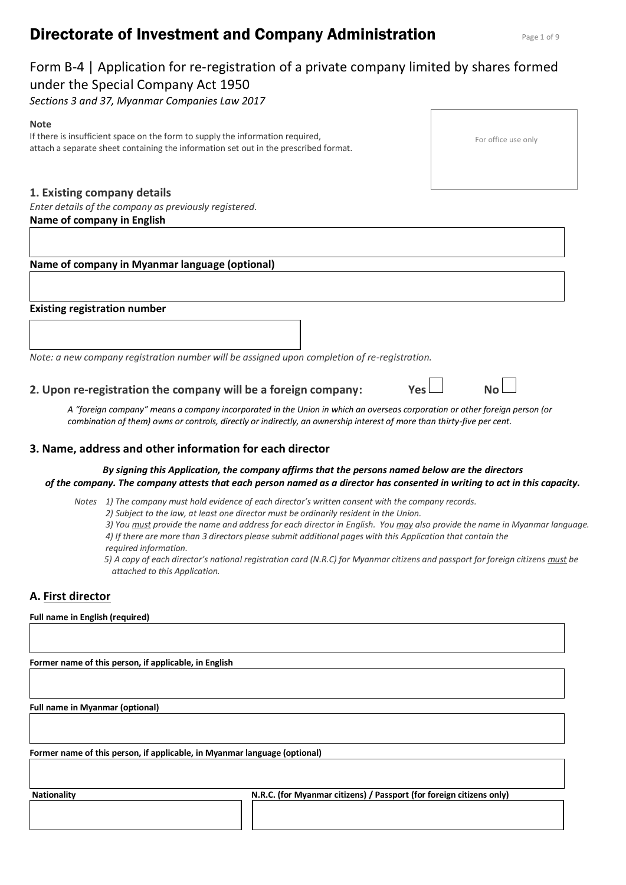# Directorate of Investment and Company Administration

## Form B-4 | Application for re-registration of a private company limited by shares formed under the Special Company Act 1950

*Sections 3 and 37, Myanmar Companies Law 2017*

**Note**

If there is insufficient space on the form to supply the information required, attach a separate sheet containing the information set out in the prescribed format.

For office use only

### 1. Existing company details

*Enter details of the company as previously registered.*

**Name of company in English**

**Name of company in Myanmar language (optional)**

**Existing registration number**

*Note: a new company registration number will be assigned upon completion of re-registration.*

### 2. Upon re-registration the company will be a foreign company: Yes ☐ No ☐

*A "foreign company" means a company incorporated in the Union in which an overseas corporation or other foreign person (or combination of them) owns or controls, directly or indirectly, an ownership interest of more than thirty-five per cent.*

### 3. Name, address and other information for each director

***By signing this Application, the company affirms that the persons named below are the directors of the company. The company attests that each person named as a director has consented in writing to act in this capacity.***

*Notes*
1) *The company must hold evidence of each director's written consent with the company records.*
2) *Subject to the law, at least one director must be ordinarily resident in the Union.*
3) *You must provide the name and address for each director in English. You may also provide the name in Myanmar language.*
4) *If there are more than 3 directors please submit additional pages with this Application that contain the required information.*
5) *A copy of each director's national registration card (N.R.C) for Myanmar citizens and passport for foreign citizens must be attached to this Application.*

### A. First director

**Full name in English (required)**

**Former name of this person, if applicable, in English**

**Full name in Myanmar (optional)**

**Former name of this person, if applicable, in Myanmar language (optional)**

| Nationality | N.R.C. (for Myanmar citizens) / Passport (for foreign citizens only) |
|---|---|
| | |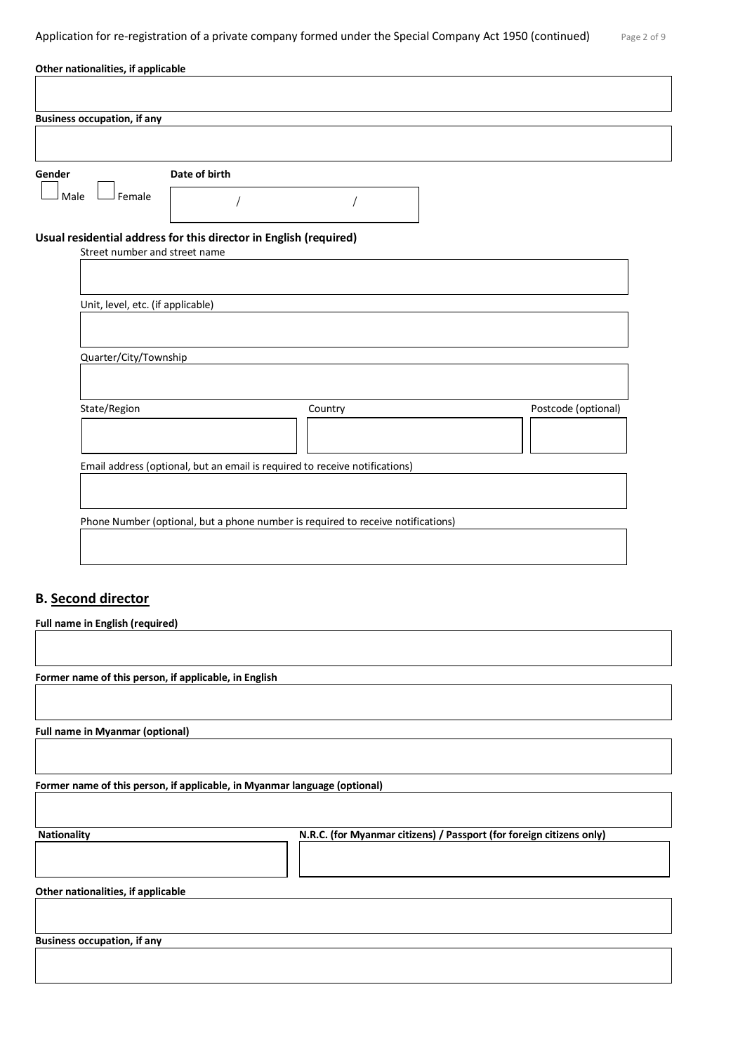**Other nationalities, if applicable**

**Business occupation, if any**

**Gender**

☐ Male ☐ Female

**Date of birth**

/ /

**Usual residential address for this director in English (required)**

Street number and street name

Unit, level, etc. (if applicable)

Quarter/City/Township

State/Region

Country

Postcode (optional)

Email address (optional, but an email is required to receive notifications)

Phone Number (optional, but a phone number is required to receive notifications)

## B. Second director

**Full name in English (required)**

**Former name of this person, if applicable, in English**

**Full name in Myanmar (optional)**

**Former name of this person, if applicable, in Myanmar language (optional)**

**Nationality**

**N.R.C. (for Myanmar citizens) / Passport (for foreign citizens only)**

**Other nationalities, if applicable**

**Business occupation, if any**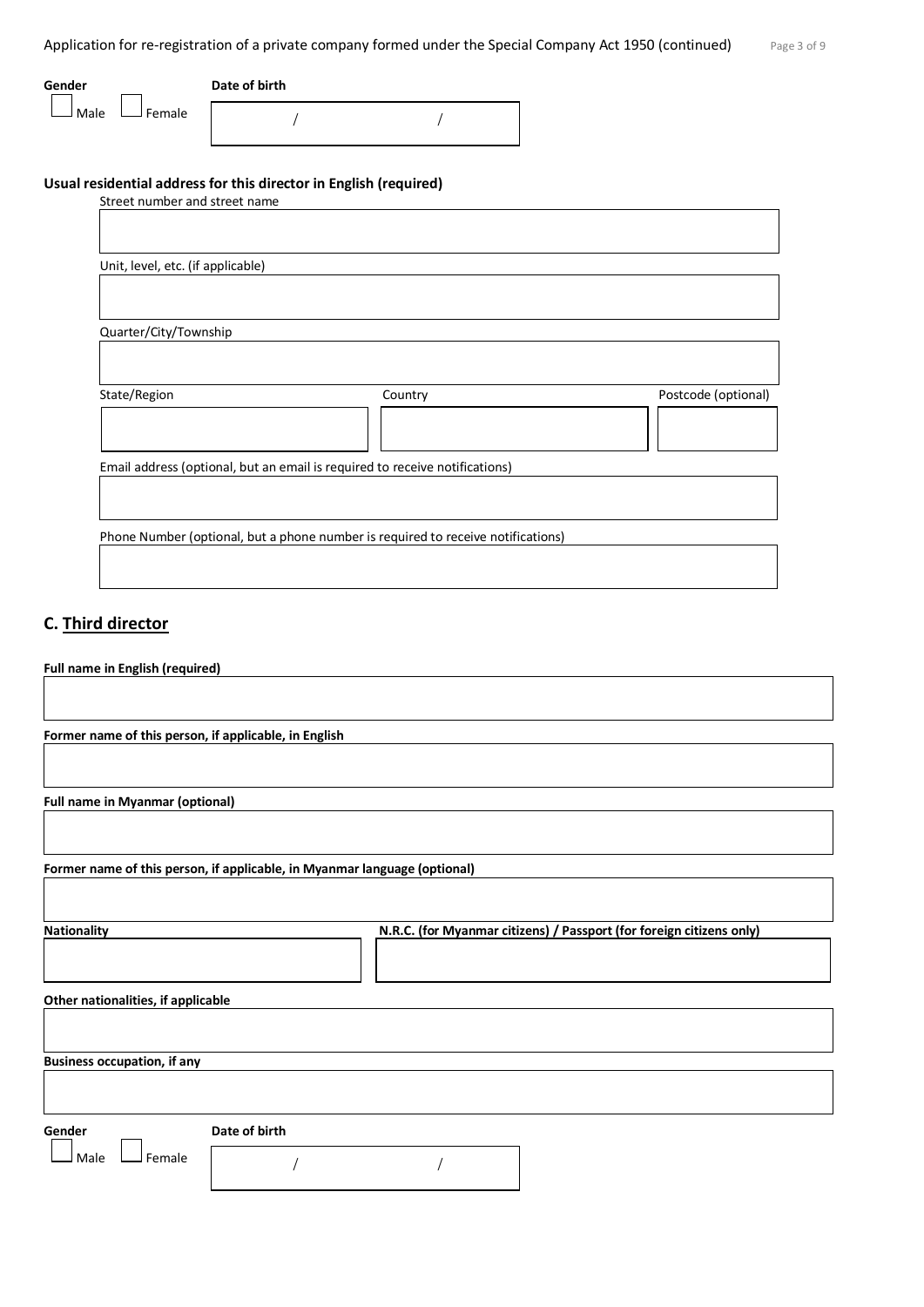**Gender**

☐ Male ☐ Female

**Date of birth**

/ /

**Usual residential address for this director in English (required)**

Street number and street name

Unit, level, etc. (if applicable)

Quarter/City/Township

State/Region

Country

Postcode (optional)

Email address (optional, but an email is required to receive notifications)

Phone Number (optional, but a phone number is required to receive notifications)

## C. Third director

**Full name in English (required)**

**Former name of this person, if applicable, in English**

**Full name in Myanmar (optional)**

**Former name of this person, if applicable, in Myanmar language (optional)**

**Nationality**

**N.R.C. (for Myanmar citizens) / Passport (for foreign citizens only)**

**Other nationalities, if applicable**

**Business occupation, if any**

**Gender**

☐ Male ☐ Female

**Date of birth**

/ /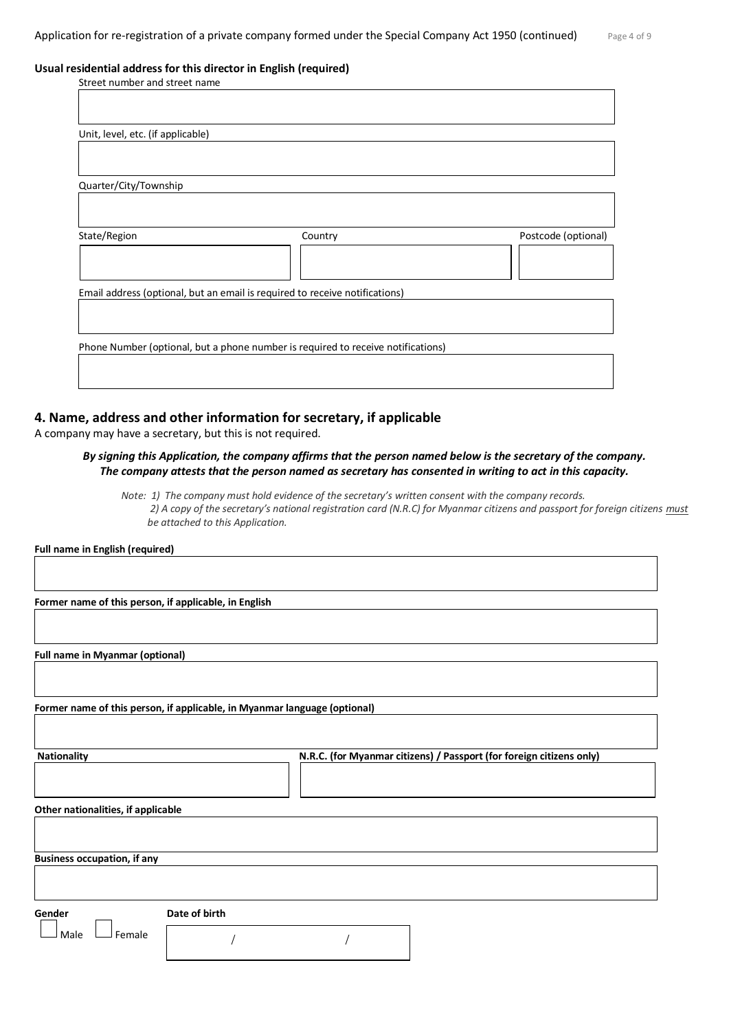**Usual residential address for this director in English (required)**

Street number and street name

Unit, level, etc. (if applicable)

Quarter/City/Township

| State/Region | Country | Postcode (optional) |
| --- | --- | --- |
| | | |

Email address (optional, but an email is required to receive notifications)

Phone Number (optional, but a phone number is required to receive notifications)

## 4. Name, address and other information for secretary, if applicable

A company may have a secretary, but this is not required.

***By signing this Application, the company affirms that the person named below is the secretary of the company. The company attests that the person named as secretary has consented in writing to act in this capacity.***

*Note: 1) The company must hold evidence of the secretary's written consent with the company records.*
*2) A copy of the secretary's national registration card (N.R.C) for Myanmar citizens and passport for foreign citizens must be attached to this Application.*

**Full name in English (required)**

**Former name of this person, if applicable, in English**

**Full name in Myanmar (optional)**

**Former name of this person, if applicable, in Myanmar language (optional)**

| Nationality | N.R.C. (for Myanmar citizens) / Passport (for foreign citizens only) |
| --- | --- |
| | |

**Other nationalities, if applicable**

**Business occupation, if any**

**Gender**

☐ Male ☐ Female

**Date of birth**

/ /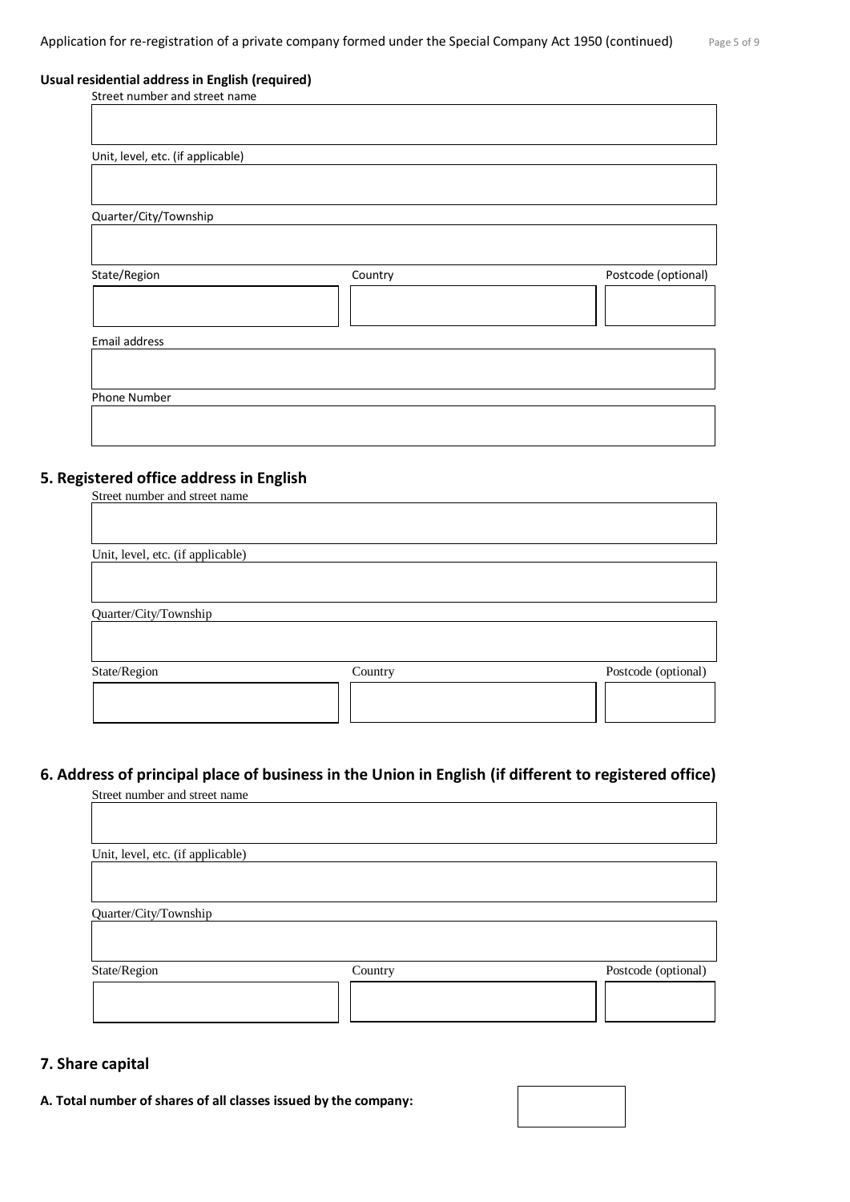**Usual residential address in English (required)**

Street number and street name

Unit, level, etc. (if applicable)

Quarter/City/Township

State/Region | Country | Postcode (optional)

Email address

Phone Number

## 5. Registered office address in English

Street number and street name

Unit, level, etc. (if applicable)

Quarter/City/Township

State/Region | Country | Postcode (optional)

## 6. Address of principal place of business in the Union in English (if different to registered office)

Street number and street name

Unit, level, etc. (if applicable)

Quarter/City/Township

State/Region | Country | Postcode (optional)

## 7. Share capital

**A. Total number of shares of all classes issued by the company:**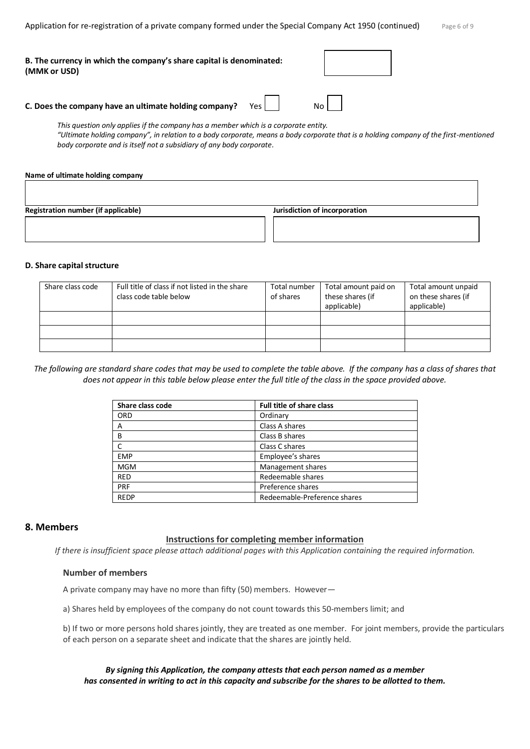**B. The currency in which the company's share capital is denominated: (MMK or USD)**

**C. Does the company have an ultimate holding company?** Yes ☐ No ☐

*This question only applies if the company has a member which is a corporate entity.*
*"Ultimate holding company", in relation to a body corporate, means a body corporate that is a holding company of the first-mentioned body corporate and is itself not a subsidiary of any body corporate.*

**Name of ultimate holding company**

**Registration number (if applicable)**

**Jurisdiction of incorporation**

**D. Share capital structure**

| Share class code | Full title of class if not listed in the share class code table below | Total number of shares | Total amount paid on these shares (if applicable) | Total amount unpaid on these shares (if applicable) |
|---|---|---|---|---|
| | | | | |
| | | | | |
| | | | | |

*The following are standard share codes that may be used to complete the table above. If the company has a class of shares that does not appear in this table below please enter the full title of the class in the space provided above.*

| Share class code | Full title of share class |
|---|---|
| ORD | Ordinary |
| A | Class A shares |
| B | Class B shares |
| C | Class C shares |
| EMP | Employee's shares |
| MGM | Management shares |
| RED | Redeemable shares |
| PRF | Preference shares |
| REDP | Redeemable-Preference shares |

## 8. Members

**Instructions for completing member information**

*If there is insufficient space please attach additional pages with this Application containing the required information.*

### Number of members

A private company may have no more than fifty (50) members. However—

a) Shares held by employees of the company do not count towards this 50-members limit; and

b) If two or more persons hold shares jointly, they are treated as one member. For joint members, provide the particulars of each person on a separate sheet and indicate that the shares are jointly held.

***By signing this Application, the company attests that each person named as a member has consented in writing to act in this capacity and subscribe for the shares to be allotted to them.***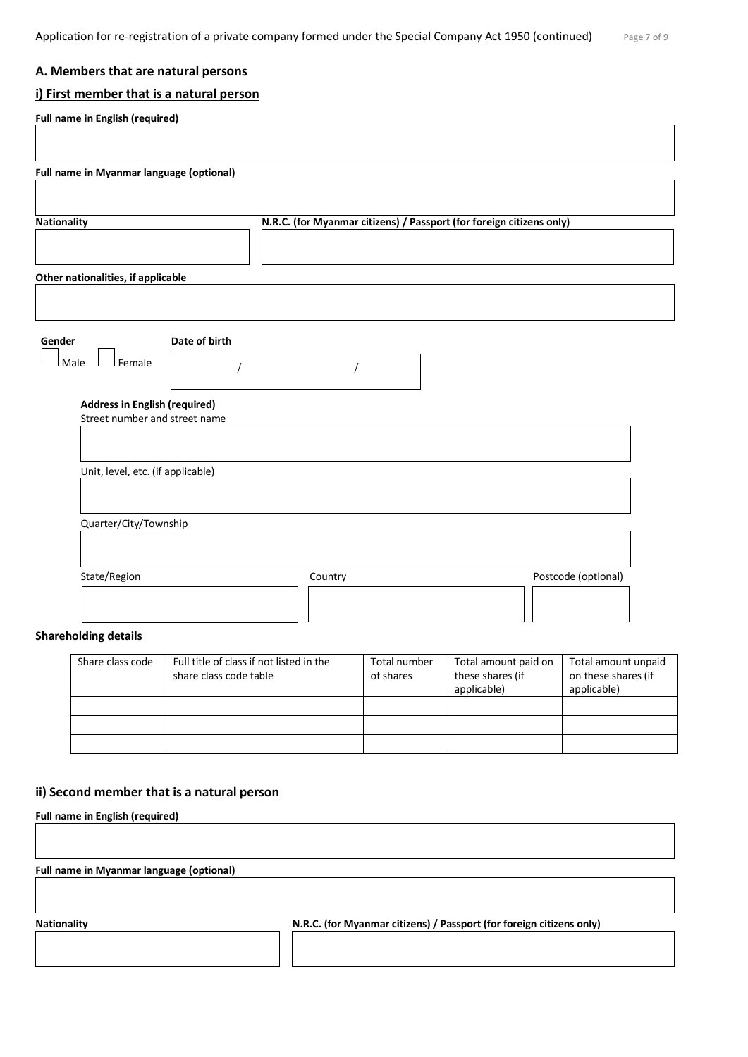## A. Members that are natural persons

### i) First member that is a natural person

**Full name in English (required)**

**Full name in Myanmar language (optional)**

**Nationality**

**N.R.C. (for Myanmar citizens) / Passport (for foreign citizens only)**

**Other nationalities, if applicable**

**Gender**

☐ Male ☐ Female

**Date of birth**

/ /

**Address in English (required)**

Street number and street name

Unit, level, etc. (if applicable)

Quarter/City/Township

State/Region

Country

Postcode (optional)

**Shareholding details**

| Share class code | Full title of class if not listed in the share class code table | Total number of shares | Total amount paid on these shares (if applicable) | Total amount unpaid on these shares (if applicable) |
|---|---|---|---|---|
| | | | | |
| | | | | |
| | | | | |

### ii) Second member that is a natural person

**Full name in English (required)**

**Full name in Myanmar language (optional)**

**Nationality**

**N.R.C. (for Myanmar citizens) / Passport (for foreign citizens only)**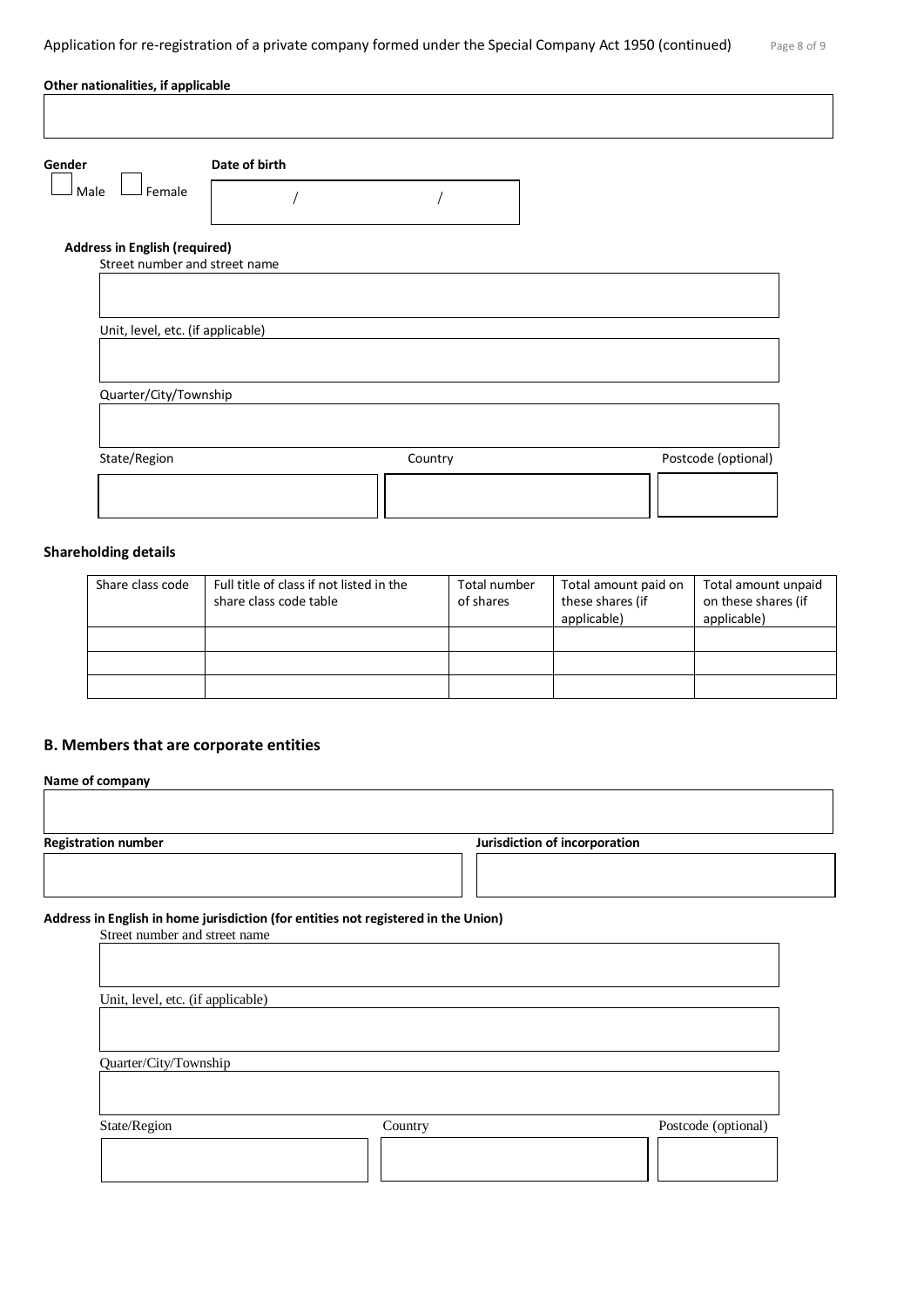**Other nationalities, if applicable**

**Gender**

☐ Male ☐ Female

**Date of birth**

/ /

**Address in English (required)**

Street number and street name

Unit, level, etc. (if applicable)

Quarter/City/Township

State/Region

Country

Postcode (optional)

### Shareholding details

| Share class code | Full title of class if not listed in the share class code table | Total number of shares | Total amount paid on these shares (if applicable) | Total amount unpaid on these shares (if applicable) |
|---|---|---|---|---|
| | | | | |
| | | | | |
| | | | | |

## B. Members that are corporate entities

**Name of company**

**Registration number**

**Jurisdiction of incorporation**

**Address in English in home jurisdiction (for entities not registered in the Union)**

Street number and street name

Unit, level, etc. (if applicable)

Quarter/City/Township

State/Region

Country

Postcode (optional)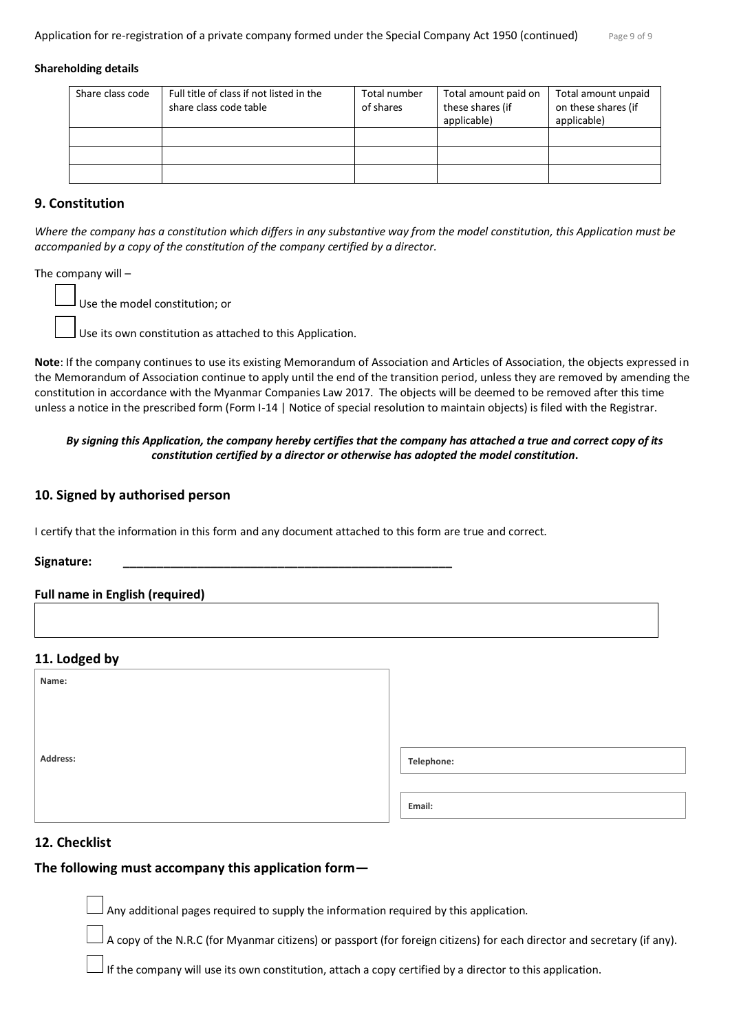**Shareholding details**

| Share class code | Full title of class if not listed in the share class code table | Total number of shares | Total amount paid on these shares (if applicable) | Total amount unpaid on these shares (if applicable) |
| --- | --- | --- | --- | --- |
| | | | | |
| | | | | |
| | | | | |

## 9. Constitution

*Where the company has a constitution which differs in any substantive way from the model constitution, this Application must be accompanied by a copy of the constitution of the company certified by a director.*

The company will –

☐ Use the model constitution; or

☐ Use its own constitution as attached to this Application.

**Note**: If the company continues to use its existing Memorandum of Association and Articles of Association, the objects expressed in the Memorandum of Association continue to apply until the end of the transition period, unless they are removed by amending the constitution in accordance with the Myanmar Companies Law 2017. The objects will be deemed to be removed after this time unless a notice in the prescribed form (Form I-14 | Notice of special resolution to maintain objects) is filed with the Registrar.

***By signing this Application, the company hereby certifies that the company has attached a true and correct copy of its constitution certified by a director or otherwise has adopted the model constitution.***

## 10. Signed by authorised person

I certify that the information in this form and any document attached to this form are true and correct.

**Signature:** ____________________________________________________

**Full name in English (required)**

| |
| --- |
| |

## 11. Lodged by

**Name:**

**Address:**

**Telephone:**

**Email:**

## 12. Checklist

## The following must accompany this application form—

☐ Any additional pages required to supply the information required by this application.

☐ A copy of the N.R.C (for Myanmar citizens) or passport (for foreign citizens) for each director and secretary (if any).

☐ If the company will use its own constitution, attach a copy certified by a director to this application.